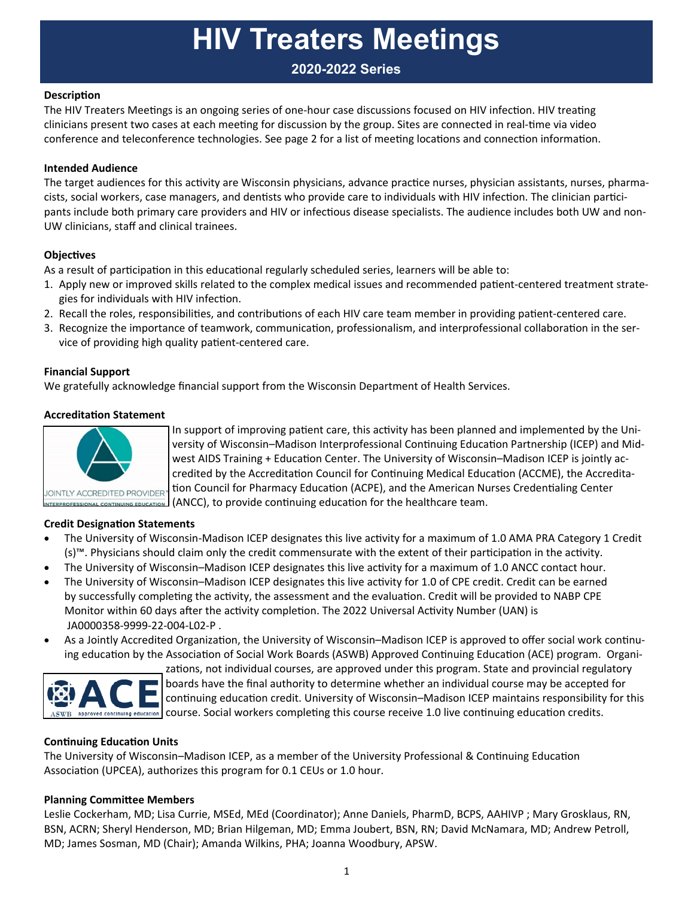# HIV Treaters Meetings

## 2020-2022 Series

**Description**

The HIV Treaters Meetings is an ongoing series of one-hour case discussions focused on HIV infection. HIV treating clinicians present two cases at each meeting for discussion by the group. Sites are connected in real-time via video conference and teleconference technologies. See page 2 for a list of meeting locations and connection information.

**Intended Audience**

The target audiences for this activity are Wisconsin physicians, advance practice nurses, physician assistants, nurses, pharmacists, social workers, case managers, and dentists who provide care to individuals with HIV infection. The clinician participants include both primary care providers and HIV or infectious disease specialists. The audience includes both UW and non-UW clinicians, staff and clinical trainees.

**Objectives**

As a result of participation in this educational regularly scheduled series, learners will be able to:

1. Apply new or improved skills related to the complex medical issues and recommended patient-centered treatment strategies for individuals with HIV infection.
2. Recall the roles, responsibilities, and contributions of each HIV care team member in providing patient-centered care.
3. Recognize the importance of teamwork, communication, professionalism, and interprofessional collaboration in the service of providing high quality patient-centered care.

**Financial Support**

We gratefully acknowledge financial support from the Wisconsin Department of Health Services.

**Accreditation Statement**

JOINTLY ACCREDITED PROVIDER™ INTERPROFESSIONAL CONTINUING EDUCATION

In support of improving patient care, this activity has been planned and implemented by the University of Wisconsin–Madison Interprofessional Continuing Education Partnership (ICEP) and Midwest AIDS Training + Education Center. The University of Wisconsin–Madison ICEP is jointly accredited by the Accreditation Council for Continuing Medical Education (ACCME), the Accreditation Council for Pharmacy Education (ACPE), and the American Nurses Credentialing Center (ANCC), to provide continuing education for the healthcare team.

**Credit Designation Statements**

- The University of Wisconsin-Madison ICEP designates this live activity for a maximum of 1.0 AMA PRA Category 1 Credit (s)™. Physicians should claim only the credit commensurate with the extent of their participation in the activity.
- The University of Wisconsin–Madison ICEP designates this live activity for a maximum of 1.0 ANCC contact hour.
- The University of Wisconsin–Madison ICEP designates this live activity for 1.0 of CPE credit. Credit can be earned by successfully completing the activity, the assessment and the evaluation. Credit will be provided to NABP CPE Monitor within 60 days after the activity completion. The 2022 Universal Activity Number (UAN) is JA0000358-9999-22-004-L02-P .
- As a Jointly Accredited Organization, the University of Wisconsin–Madison ICEP is approved to offer social work continuing education by the Association of Social Work Boards (ASWB) Approved Continuing Education (ACE) program. Organizations, not individual courses, are approved under this program. State and provincial regulatory boards have the final authority to determine whether an individual course may be accepted for continuing education credit. University of Wisconsin–Madison ICEP maintains responsibility for this course. Social workers completing this course receive 1.0 live continuing education credits.

**Continuing Education Units**

The University of Wisconsin–Madison ICEP, as a member of the University Professional & Continuing Education Association (UPCEA), authorizes this program for 0.1 CEUs or 1.0 hour.

**Planning Committee Members**

Leslie Cockerham, MD; Lisa Currie, MSEd, MEd (Coordinator); Anne Daniels, PharmD, BCPS, AAHIVP ; Mary Grosklaus, RN, BSN, ACRN; Sheryl Henderson, MD; Brian Hilgeman, MD; Emma Joubert, BSN, RN; David McNamara, MD; Andrew Petroll, MD; James Sosman, MD (Chair); Amanda Wilkins, PHA; Joanna Woodbury, APSW.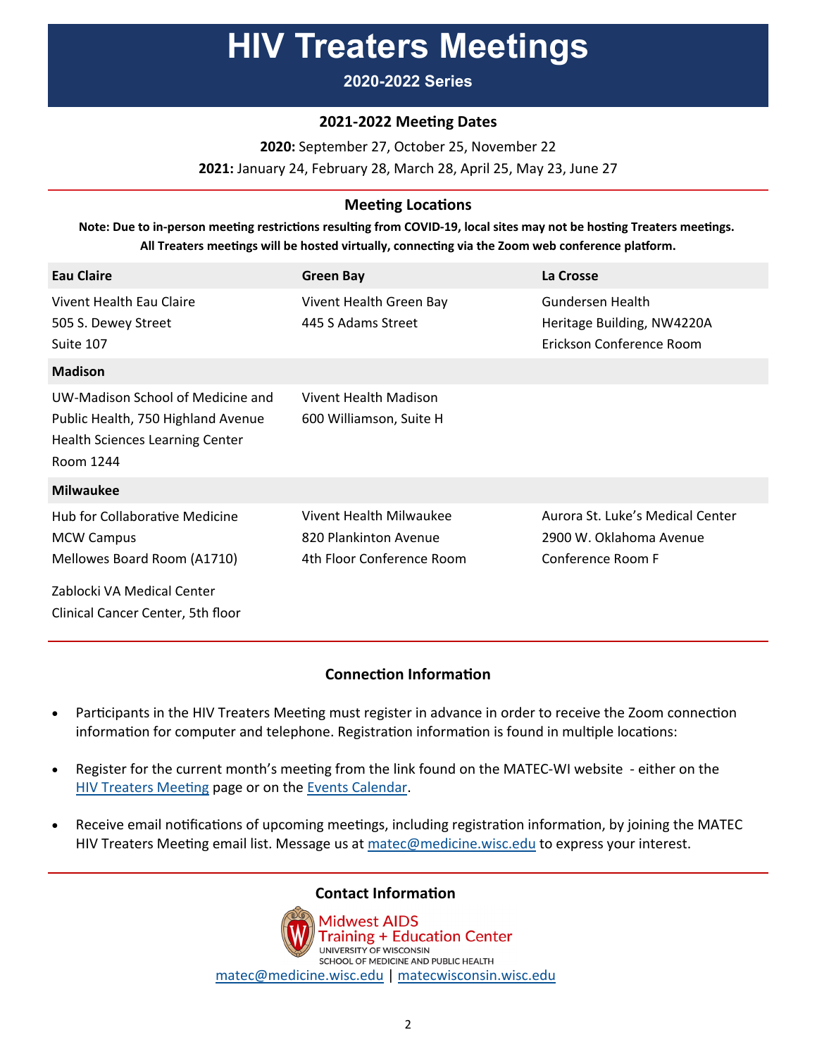# HIV Treaters Meetings

**2020-2022 Series**

## 2021-2022 Meeting Dates

**2020:** September 27, October 25, November 22

**2021:** January 24, February 28, March 28, April 25, May 23, June 27

## Meeting Locations

**Note: Due to in-person meeting restrictions resulting from COVID-19, local sites may not be hosting Treaters meetings. All Treaters meetings will be hosted virtually, connecting via the Zoom web conference platform.**

| | | |
|---|---|---|
| **Eau Claire** | **Green Bay** | **La Crosse** |
| Vivent Health Eau Claire<br>505 S. Dewey Street<br>Suite 107 | Vivent Health Green Bay<br>445 S Adams Street | Gundersen Health<br>Heritage Building, NW4220A<br>Erickson Conference Room |
| **Madison** | | |
| UW-Madison School of Medicine and Public Health, 750 Highland Avenue<br>Health Sciences Learning Center<br>Room 1244 | Vivent Health Madison<br>600 Williamson, Suite H | |
| **Milwaukee** | | |
| Hub for Collaborative Medicine<br>MCW Campus<br>Mellowes Board Room (A1710) | Vivent Health Milwaukee<br>820 Plankinton Avenue<br>4th Floor Conference Room | Aurora St. Luke's Medical Center<br>2900 W. Oklahoma Avenue<br>Conference Room F |
| Zablocki VA Medical Center<br>Clinical Cancer Center, 5th floor | | |

## Connection Information

- Participants in the HIV Treaters Meeting must register in advance in order to receive the Zoom connection information for computer and telephone. Registration information is found in multiple locations:
- Register for the current month's meeting from the link found on the MATEC-WI website - either on the HIV Treaters Meeting page or on the Events Calendar.
- Receive email notifications of upcoming meetings, including registration information, by joining the MATEC HIV Treaters Meeting email list. Message us at matec@medicine.wisc.edu to express your interest.

## Contact Information

Midwest AIDS Training + Education Center
UNIVERSITY OF WISCONSIN
SCHOOL OF MEDICINE AND PUBLIC HEALTH

matec@medicine.wisc.edu | matecwisconsin.wisc.edu